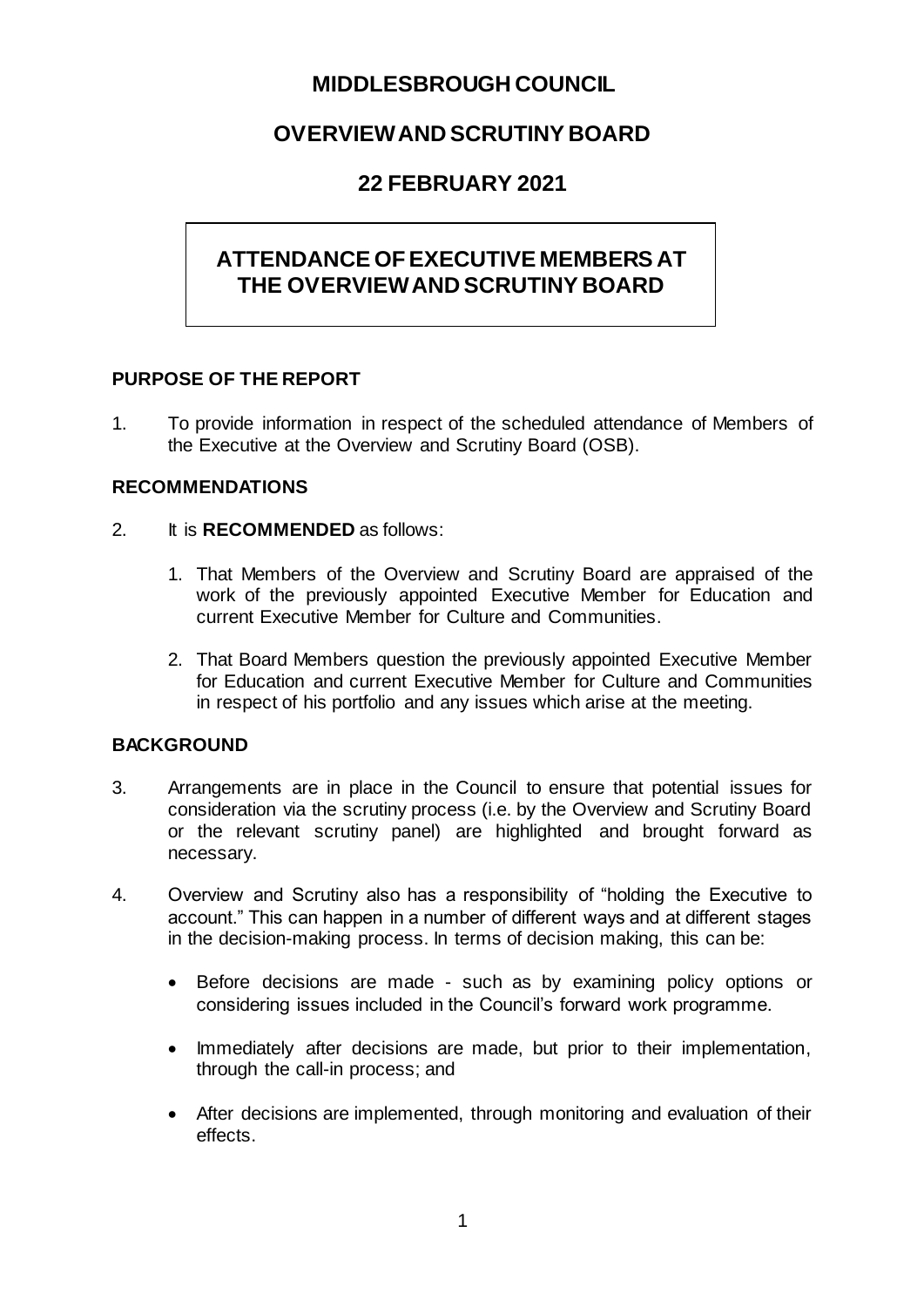# MIDDLESBROUGH COUNCIL

## OVERVIEW AND SCRUTINY BOARD

## 22 FEBRUARY 2021

## ATTENDANCE OF EXECUTIVE MEMBERS AT THE OVERVIEW AND SCRUTINY BOARD

### PURPOSE OF THE REPORT

1. To provide information in respect of the scheduled attendance of Members of the Executive at the Overview and Scrutiny Board (OSB).

### RECOMMENDATIONS

2. It is **RECOMMENDED** as follows:

    1. That Members of the Overview and Scrutiny Board are appraised of the work of the previously appointed Executive Member for Education and current Executive Member for Culture and Communities.

    2. That Board Members question the previously appointed Executive Member for Education and current Executive Member for Culture and Communities in respect of his portfolio and any issues which arise at the meeting.

### BACKGROUND

3. Arrangements are in place in the Council to ensure that potential issues for consideration via the scrutiny process (i.e. by the Overview and Scrutiny Board or the relevant scrutiny panel) are highlighted and brought forward as necessary.

4. Overview and Scrutiny also has a responsibility of "holding the Executive to account." This can happen in a number of different ways and at different stages in the decision-making process. In terms of decision making, this can be:

    - Before decisions are made - such as by examining policy options or considering issues included in the Council's forward work programme.

    - Immediately after decisions are made, but prior to their implementation, through the call-in process; and

    - After decisions are implemented, through monitoring and evaluation of their effects.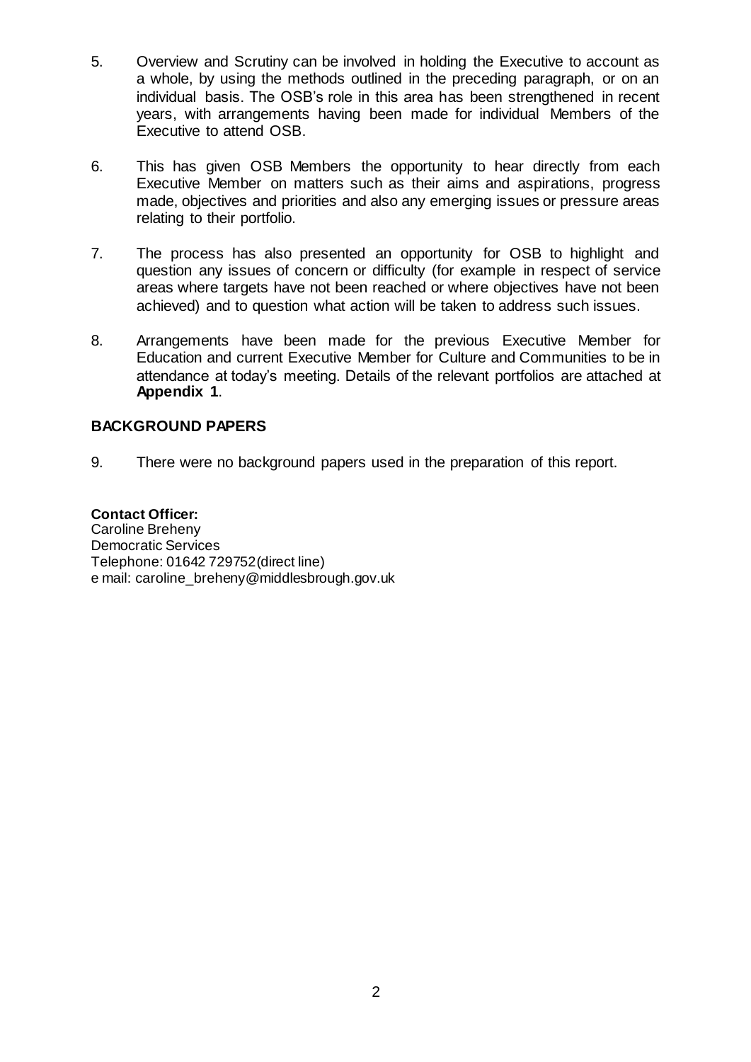5. Overview and Scrutiny can be involved in holding the Executive to account as a whole, by using the methods outlined in the preceding paragraph, or on an individual basis. The OSB's role in this area has been strengthened in recent years, with arrangements having been made for individual Members of the Executive to attend OSB.

6. This has given OSB Members the opportunity to hear directly from each Executive Member on matters such as their aims and aspirations, progress made, objectives and priorities and also any emerging issues or pressure areas relating to their portfolio.

7. The process has also presented an opportunity for OSB to highlight and question any issues of concern or difficulty (for example in respect of service areas where targets have not been reached or where objectives have not been achieved) and to question what action will be taken to address such issues.

8. Arrangements have been made for the previous Executive Member for Education and current Executive Member for Culture and Communities to be in attendance at today's meeting. Details of the relevant portfolios are attached at **Appendix 1**.

## BACKGROUND PAPERS

9. There were no background papers used in the preparation of this report.

**Contact Officer:**
Caroline Breheny
Democratic Services
Telephone: 01642 729752 (direct line)
e mail: caroline_breheny@middlesbrough.gov.uk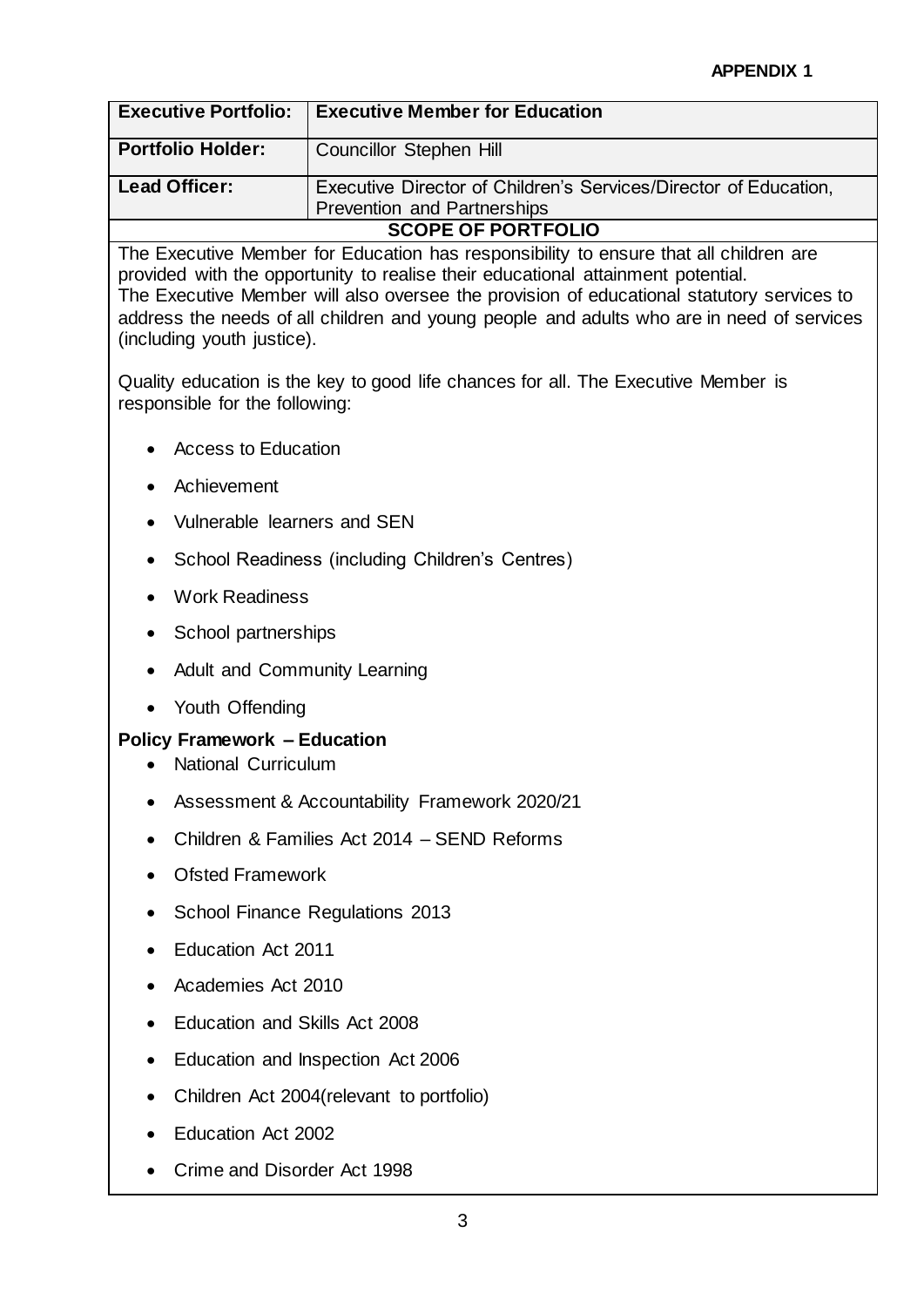**APPENDIX 1**

| **Executive Portfolio:** | **Executive Member for Education** |
|---|---|
| **Portfolio Holder:** | Councillor Stephen Hill |
| **Lead Officer:** | Executive Director of Children's Services/Director of Education, Prevention and Partnerships |

**SCOPE OF PORTFOLIO**

The Executive Member for Education has responsibility to ensure that all children are provided with the opportunity to realise their educational attainment potential.
The Executive Member will also oversee the provision of educational statutory services to address the needs of all children and young people and adults who are in need of services (including youth justice).

Quality education is the key to good life chances for all. The Executive Member is responsible for the following:

- Access to Education
- Achievement
- Vulnerable learners and SEN
- School Readiness (including Children's Centres)
- Work Readiness
- School partnerships
- Adult and Community Learning
- Youth Offending

**Policy Framework – Education**

- National Curriculum
- Assessment & Accountability Framework 2020/21
- Children & Families Act 2014 – SEND Reforms
- Ofsted Framework
- School Finance Regulations 2013
- Education Act 2011
- Academies Act 2010
- Education and Skills Act 2008
- Education and Inspection Act 2006
- Children Act 2004(relevant to portfolio)
- Education Act 2002
- Crime and Disorder Act 1998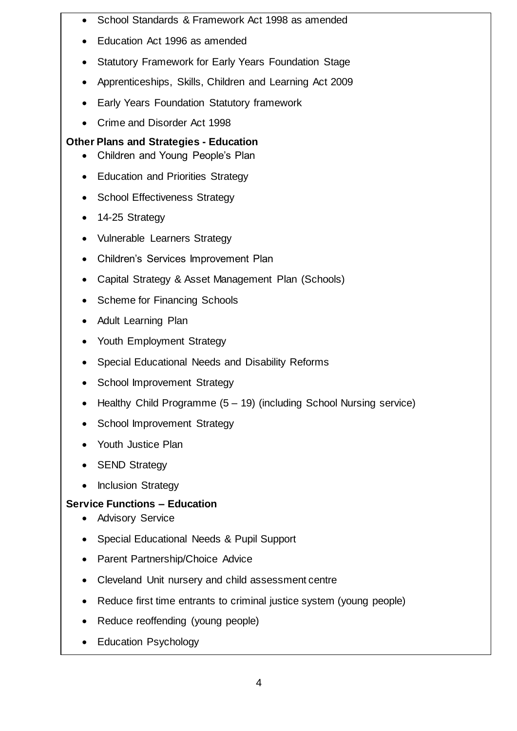- School Standards & Framework Act 1998 as amended
- Education Act 1996 as amended
- Statutory Framework for Early Years Foundation Stage
- Apprenticeships, Skills, Children and Learning Act 2009
- Early Years Foundation Statutory framework
- Crime and Disorder Act 1998

**Other Plans and Strategies - Education**

- Children and Young People's Plan
- Education and Priorities Strategy
- School Effectiveness Strategy
- 14-25 Strategy
- Vulnerable Learners Strategy
- Children's Services Improvement Plan
- Capital Strategy & Asset Management Plan (Schools)
- Scheme for Financing Schools
- Adult Learning Plan
- Youth Employment Strategy
- Special Educational Needs and Disability Reforms
- School Improvement Strategy
- Healthy Child Programme (5 – 19) (including School Nursing service)
- School Improvement Strategy
- Youth Justice Plan
- SEND Strategy
- Inclusion Strategy

**Service Functions – Education**

- Advisory Service
- Special Educational Needs & Pupil Support
- Parent Partnership/Choice Advice
- Cleveland Unit nursery and child assessment centre
- Reduce first time entrants to criminal justice system (young people)
- Reduce reoffending (young people)
- Education Psychology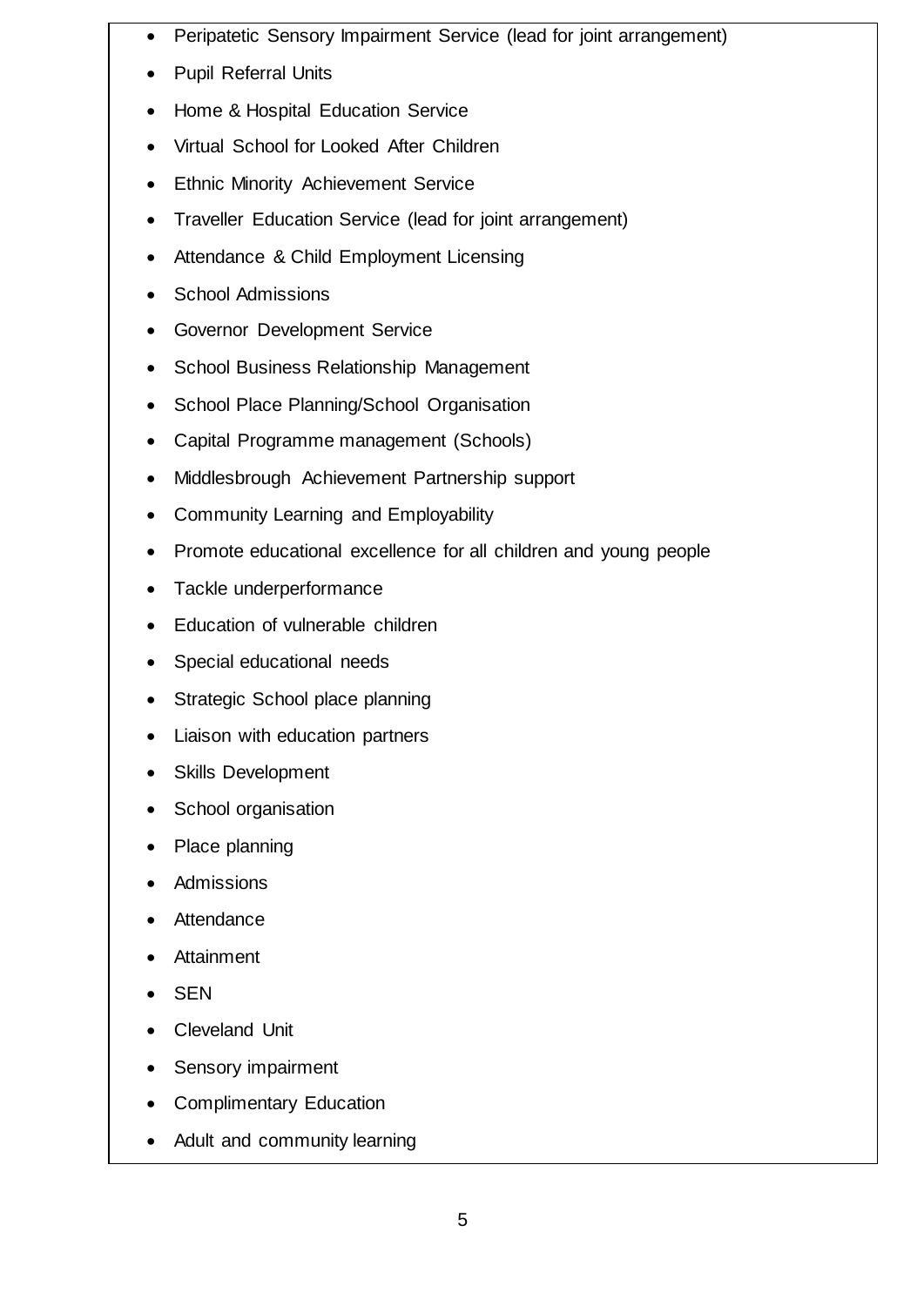- Peripatetic Sensory Impairment Service (lead for joint arrangement)
- Pupil Referral Units
- Home & Hospital Education Service
- Virtual School for Looked After Children
- Ethnic Minority Achievement Service
- Traveller Education Service (lead for joint arrangement)
- Attendance & Child Employment Licensing
- School Admissions
- Governor Development Service
- School Business Relationship Management
- School Place Planning/School Organisation
- Capital Programme management (Schools)
- Middlesbrough Achievement Partnership support
- Community Learning and Employability
- Promote educational excellence for all children and young people
- Tackle underperformance
- Education of vulnerable children
- Special educational needs
- Strategic School place planning
- Liaison with education partners
- Skills Development
- School organisation
- Place planning
- Admissions
- Attendance
- Attainment
- SEN
- Cleveland Unit
- Sensory impairment
- Complimentary Education
- Adult and community learning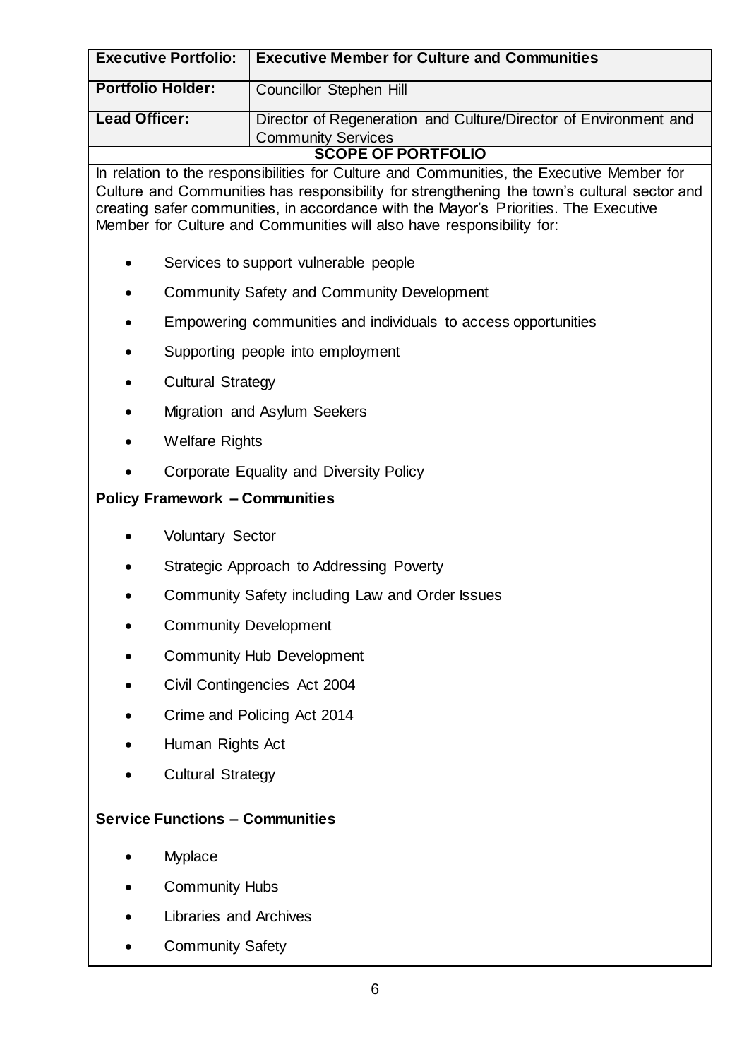| **Executive Portfolio:** | **Executive Member for Culture and Communities** |
| --- | --- |
| **Portfolio Holder:** | Councillor Stephen Hill |
| **Lead Officer:** | Director of Regeneration and Culture/Director of Environment and Community Services |

**SCOPE OF PORTFOLIO**

In relation to the responsibilities for Culture and Communities, the Executive Member for Culture and Communities has responsibility for strengthening the town's cultural sector and creating safer communities, in accordance with the Mayor's Priorities. The Executive Member for Culture and Communities will also have responsibility for:

- Services to support vulnerable people
- Community Safety and Community Development
- Empowering communities and individuals to access opportunities
- Supporting people into employment
- Cultural Strategy
- Migration and Asylum Seekers
- Welfare Rights
- Corporate Equality and Diversity Policy

**Policy Framework – Communities**

- Voluntary Sector
- Strategic Approach to Addressing Poverty
- Community Safety including Law and Order Issues
- Community Development
- Community Hub Development
- Civil Contingencies Act 2004
- Crime and Policing Act 2014
- Human Rights Act
- Cultural Strategy

**Service Functions – Communities**

- Myplace
- Community Hubs
- Libraries and Archives
- Community Safety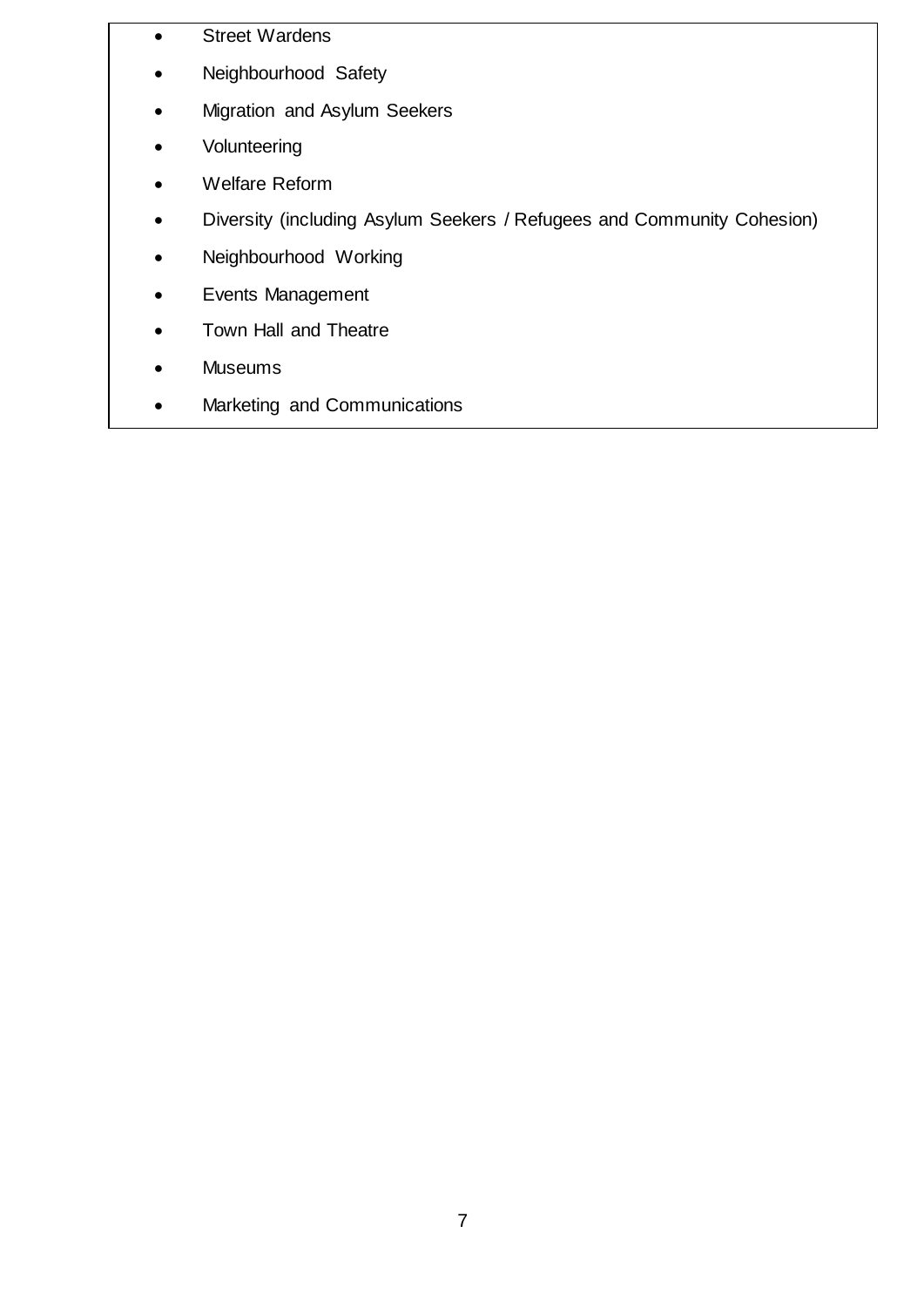- Street Wardens
- Neighbourhood Safety
- Migration and Asylum Seekers
- Volunteering
- Welfare Reform
- Diversity (including Asylum Seekers / Refugees and Community Cohesion)
- Neighbourhood Working
- Events Management
- Town Hall and Theatre
- Museums
- Marketing and Communications